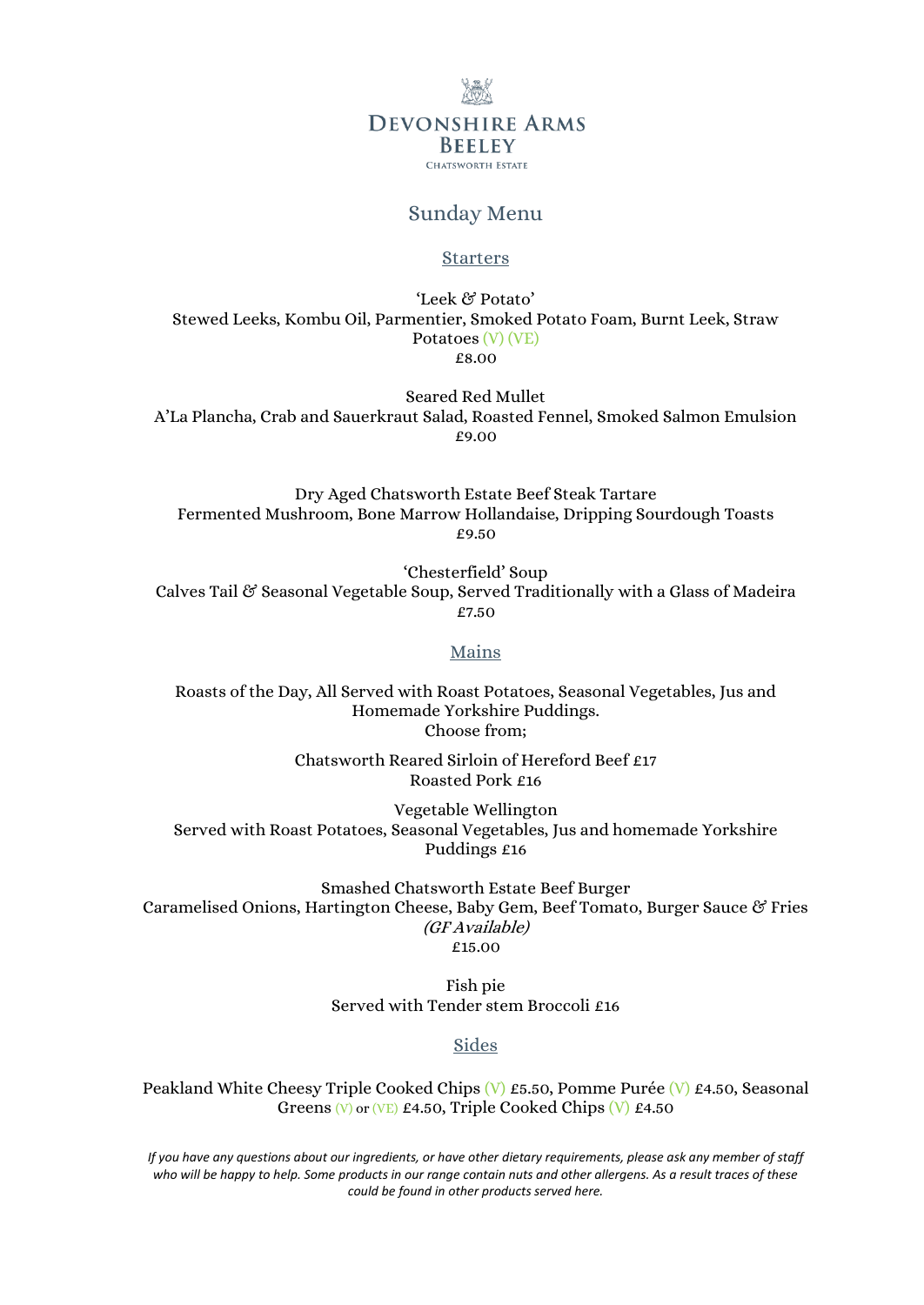# Devonshire Arms
## Beeley
Chatsworth Estate

## Sunday Menu

### Starters

'Leek & Potato'
Stewed Leeks, Kombu Oil, Parmentier, Smoked Potato Foam, Burnt Leek, Straw Potatoes (V) (VE)
£8.00

Seared Red Mullet
A'La Plancha, Crab and Sauerkraut Salad, Roasted Fennel, Smoked Salmon Emulsion
£9.00

Dry Aged Chatsworth Estate Beef Steak Tartare
Fermented Mushroom, Bone Marrow Hollandaise, Dripping Sourdough Toasts
£9.50

'Chesterfield' Soup
Calves Tail & Seasonal Vegetable Soup, Served Traditionally with a Glass of Madeira
£7.50

### Mains

Roasts of the Day, All Served with Roast Potatoes, Seasonal Vegetables, Jus and Homemade Yorkshire Puddings.
Choose from;

Chatsworth Reared Sirloin of Hereford Beef £17
Roasted Pork £16

Vegetable Wellington
Served with Roast Potatoes, Seasonal Vegetables, Jus and homemade Yorkshire Puddings £16

Smashed Chatsworth Estate Beef Burger
Caramelised Onions, Hartington Cheese, Baby Gem, Beef Tomato, Burger Sauce & Fries
*(GF Available)*
£15.00

Fish pie
Served with Tender stem Broccoli £16

### Sides

Peakland White Cheesy Triple Cooked Chips (V) £5.50, Pomme Purée (V) £4.50, Seasonal Greens (V) or (VE) £4.50, Triple Cooked Chips (V) £4.50

*If you have any questions about our ingredients, or have other dietary requirements, please ask any member of staff who will be happy to help. Some products in our range contain nuts and other allergens. As a result traces of these could be found in other products served here.*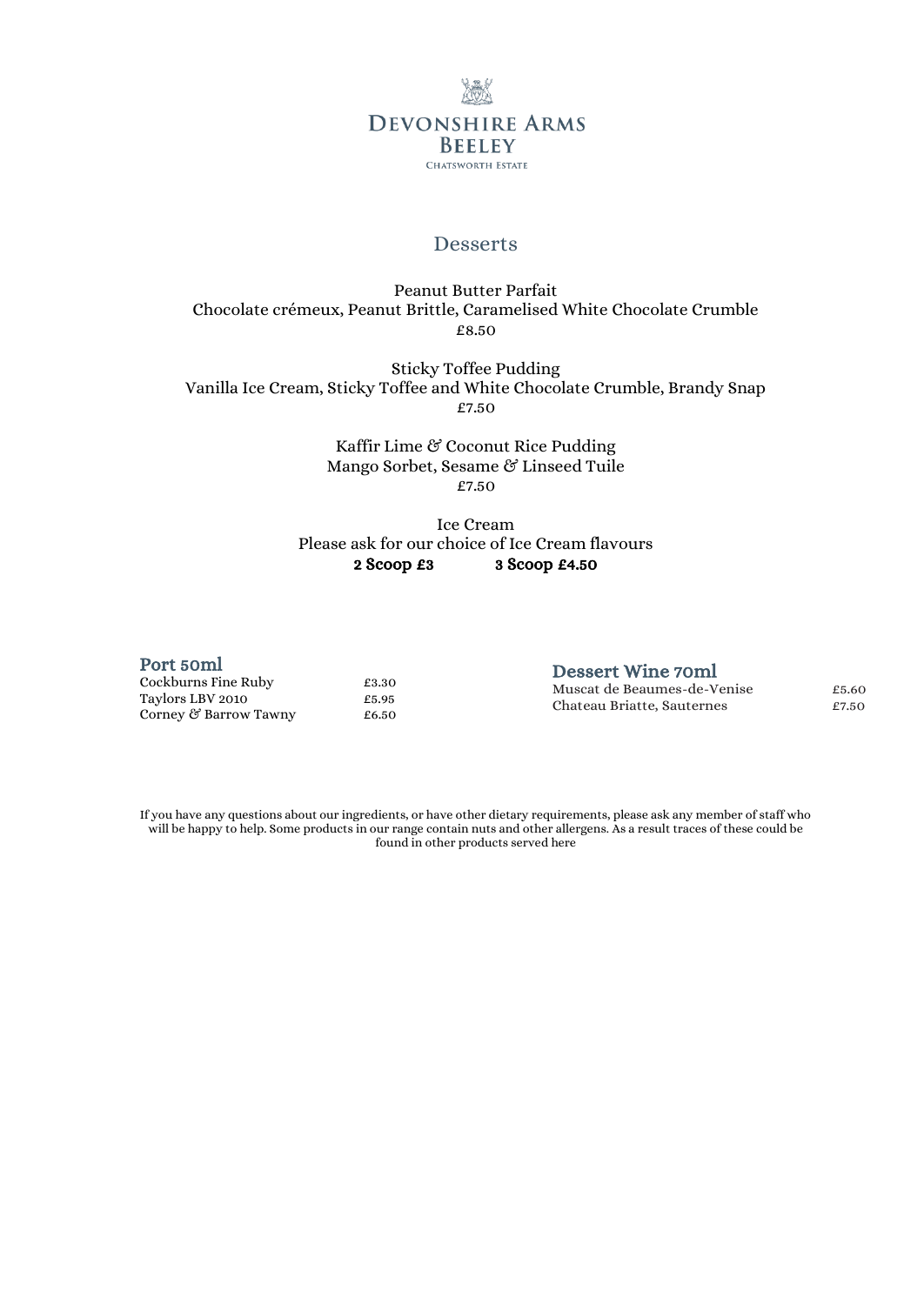# Devonshire Arms
## Beeley
Chatsworth Estate

## Desserts

Peanut Butter Parfait
Chocolate crémeux, Peanut Brittle, Caramelised White Chocolate Crumble
£8.50

Sticky Toffee Pudding
Vanilla Ice Cream, Sticky Toffee and White Chocolate Crumble, Brandy Snap
£7.50

Kaffir Lime & Coconut Rice Pudding
Mango Sorbet, Sesame & Linseed Tuile
£7.50

Ice Cream
Please ask for our choice of Ice Cream flavours
**2 Scoop £3** **3 Scoop £4.50**

### Port 50ml

| | |
|---|---|
| Cockburns Fine Ruby | £3.30 |
| Taylors LBV 2010 | £5.95 |
| Corney & Barrow Tawny | £6.50 |

### Dessert Wine 70ml

| | |
|---|---|
| Muscat de Beaumes-de-Venise | £5.60 |
| Chateau Briatte, Sauternes | £7.50 |

If you have any questions about our ingredients, or have other dietary requirements, please ask any member of staff who will be happy to help. Some products in our range contain nuts and other allergens. As a result traces of these could be found in other products served here